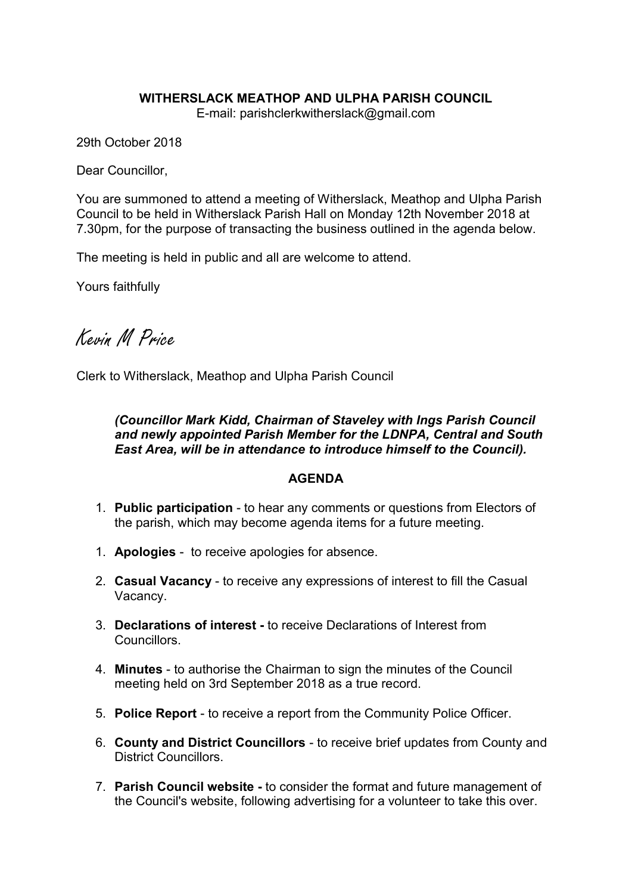**WITHERSLACK MEATHOP AND ULPHA PARISH COUNCIL**

E-mail: parishclerkwitherslack@gmail.com

29th October 2018

Dear Councillor,

You are summoned to attend a meeting of Witherslack, Meathop and Ulpha Parish Council to be held in Witherslack Parish Hall on Monday 12th November 2018 at 7.30pm, for the purpose of transacting the business outlined in the agenda below.

The meeting is held in public and all are welcome to attend.

Yours faithfully

Kevin M Price

Clerk to Witherslack, Meathop and Ulpha Parish Council

***(Councillor Mark Kidd, Chairman of Staveley with Ings Parish Council and newly appointed Parish Member for the LDNPA, Central and South East Area, will be in attendance to introduce himself to the Council).***

**AGENDA**

1. **Public participation** - to hear any comments or questions from Electors of the parish, which may become agenda items for a future meeting.

1. **Apologies** - to receive apologies for absence.

2. **Casual Vacancy** - to receive any expressions of interest to fill the Casual Vacancy.

3. **Declarations of interest -** to receive Declarations of Interest from Councillors.

4. **Minutes** - to authorise the Chairman to sign the minutes of the Council meeting held on 3rd September 2018 as a true record.

5. **Police Report** - to receive a report from the Community Police Officer.

6. **County and District Councillors** - to receive brief updates from County and District Councillors.

7. **Parish Council website -** to consider the format and future management of the Council's website, following advertising for a volunteer to take this over.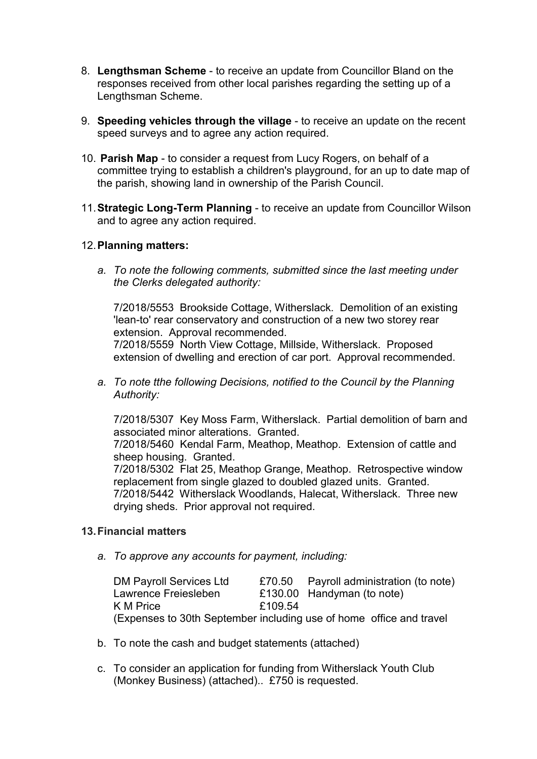8. **Lengthsman Scheme** - to receive an update from Councillor Bland on the responses received from other local parishes regarding the setting up of a Lengthsman Scheme.

9. **Speeding vehicles through the village** - to receive an update on the recent speed surveys and to agree any action required.

10. **Parish Map** - to consider a request from Lucy Rogers, on behalf of a committee trying to establish a children's playground, for an up to date map of the parish, showing land in ownership of the Parish Council.

11. **Strategic Long-Term Planning** - to receive an update from Councillor Wilson and to agree any action required.

12. **Planning matters:**

    a. *To note the following comments, submitted since the last meeting under the Clerks delegated authority:*

    7/2018/5553 Brookside Cottage, Witherslack. Demolition of an existing 'lean-to' rear conservatory and construction of a new two storey rear extension. Approval recommended.
    7/2018/5559 North View Cottage, Millside, Witherslack. Proposed extension of dwelling and erection of car port. Approval recommended.

    a. *To note tthe following Decisions, notified to the Council by the Planning Authority:*

    7/2018/5307 Key Moss Farm, Witherslack. Partial demolition of barn and associated minor alterations. Granted.
    7/2018/5460 Kendal Farm, Meathop, Meathop. Extension of cattle and sheep housing. Granted.
    7/2018/5302 Flat 25, Meathop Grange, Meathop. Retrospective window replacement from single glazed to doubled glazed units. Granted.
    7/2018/5442 Witherslack Woodlands, Halecat, Witherslack. Three new drying sheds. Prior approval not required.

13. **Financial matters**

    a. *To approve any accounts for payment, including:*

    | | | |
    |---|---|---|
    | DM Payroll Services Ltd | £70.50 | Payroll administration (to note) |
    | Lawrence Freiesleben | £130.00 | Handyman (to note) |
    | K M Price | £109.54 | |

    (Expenses to 30th September including use of home office and travel

    b. To note the cash and budget statements (attached)

    c. To consider an application for funding from Witherslack Youth Club (Monkey Business) (attached).. £750 is requested.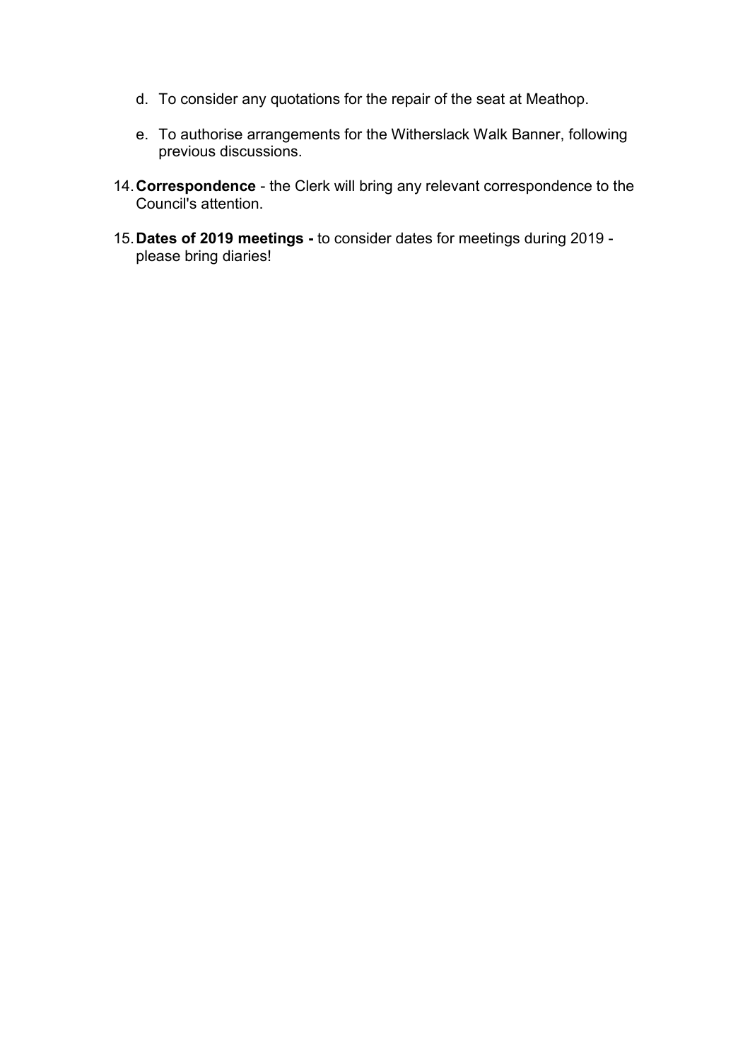d. To consider any quotations for the repair of the seat at Meathop.

e. To authorise arrangements for the Witherslack Walk Banner, following previous discussions.

14. **Correspondence** - the Clerk will bring any relevant correspondence to the Council's attention.

15. **Dates of 2019 meetings -** to consider dates for meetings during 2019 - please bring diaries!